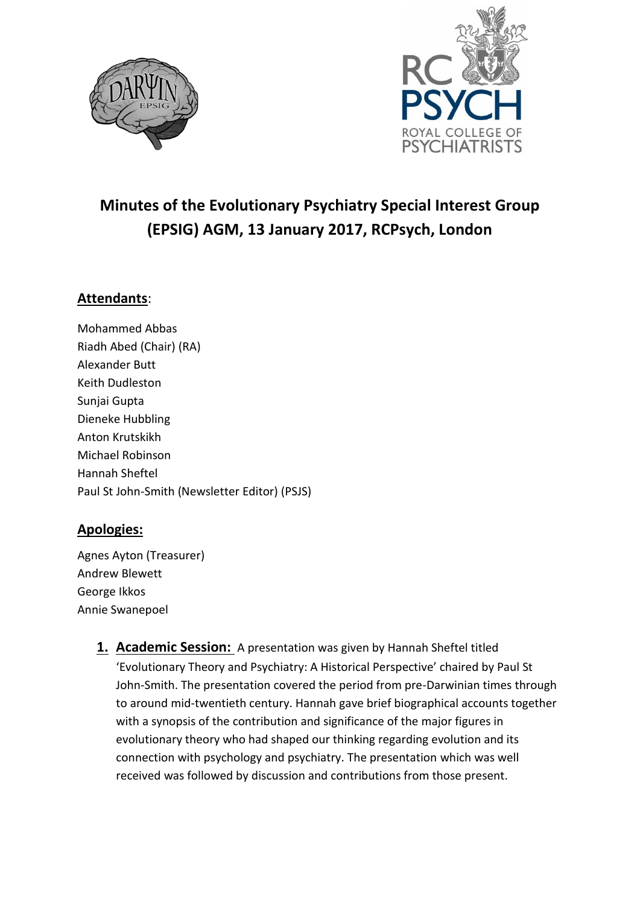# Minutes of the Evolutionary Psychiatry Special Interest Group (EPSIG) AGM, 13 January 2017, RCPsych, London

## Attendants:

Mohammed Abbas
Riadh Abed (Chair) (RA)
Alexander Butt
Keith Dudleston
Sunjai Gupta
Dieneke Hubbling
Anton Krutskikh
Michael Robinson
Hannah Sheftel
Paul St John-Smith (Newsletter Editor) (PSJS)

## Apologies:

Agnes Ayton (Treasurer)
Andrew Blewett
George Ikkos
Annie Swanepoel

1. **Academic Session:** A presentation was given by Hannah Sheftel titled 'Evolutionary Theory and Psychiatry: A Historical Perspective' chaired by Paul St John-Smith. The presentation covered the period from pre-Darwinian times through to around mid-twentieth century. Hannah gave brief biographical accounts together with a synopsis of the contribution and significance of the major figures in evolutionary theory who had shaped our thinking regarding evolution and its connection with psychology and psychiatry. The presentation which was well received was followed by discussion and contributions from those present.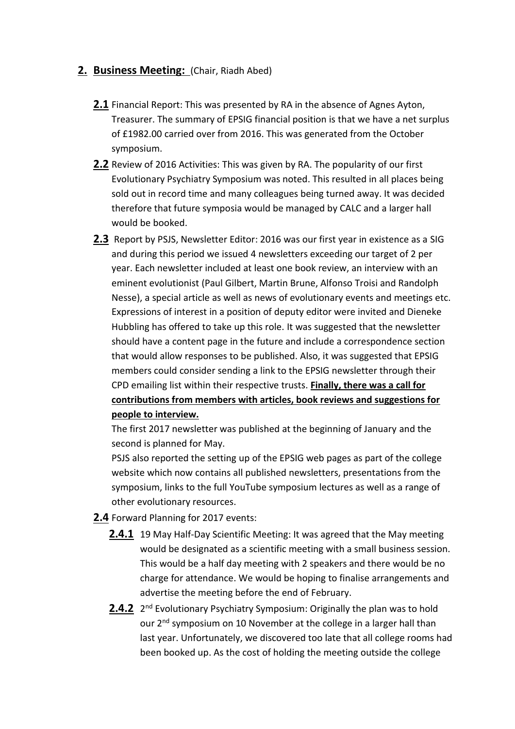## 2. Business Meeting: (Chair, Riadh Abed)

**2.1** Financial Report: This was presented by RA in the absence of Agnes Ayton, Treasurer. The summary of EPSIG financial position is that we have a net surplus of £1982.00 carried over from 2016. This was generated from the October symposium.

**2.2** Review of 2016 Activities: This was given by RA. The popularity of our first Evolutionary Psychiatry Symposium was noted. This resulted in all places being sold out in record time and many colleagues being turned away. It was decided therefore that future symposia would be managed by CALC and a larger hall would be booked.

**2.3** Report by PSJS, Newsletter Editor: 2016 was our first year in existence as a SIG and during this period we issued 4 newsletters exceeding our target of 2 per year. Each newsletter included at least one book review, an interview with an eminent evolutionist (Paul Gilbert, Martin Brune, Alfonso Troisi and Randolph Nesse), a special article as well as news of evolutionary events and meetings etc. Expressions of interest in a position of deputy editor were invited and Dieneke Hubbling has offered to take up this role. It was suggested that the newsletter should have a content page in the future and include a correspondence section that would allow responses to be published. Also, it was suggested that EPSIG members could consider sending a link to the EPSIG newsletter through their CPD emailing list within their respective trusts. **Finally, there was a call for contributions from members with articles, book reviews and suggestions for people to interview.**

The first 2017 newsletter was published at the beginning of January and the second is planned for May.

PSJS also reported the setting up of the EPSIG web pages as part of the college website which now contains all published newsletters, presentations from the symposium, links to the full YouTube symposium lectures as well as a range of other evolutionary resources.

**2.4** Forward Planning for 2017 events:

**2.4.1** 19 May Half-Day Scientific Meeting: It was agreed that the May meeting would be designated as a scientific meeting with a small business session. This would be a half day meeting with 2 speakers and there would be no charge for attendance. We would be hoping to finalise arrangements and advertise the meeting before the end of February.

**2.4.2** 2nd Evolutionary Psychiatry Symposium: Originally the plan was to hold our 2nd symposium on 10 November at the college in a larger hall than last year. Unfortunately, we discovered too late that all college rooms had been booked up. As the cost of holding the meeting outside the college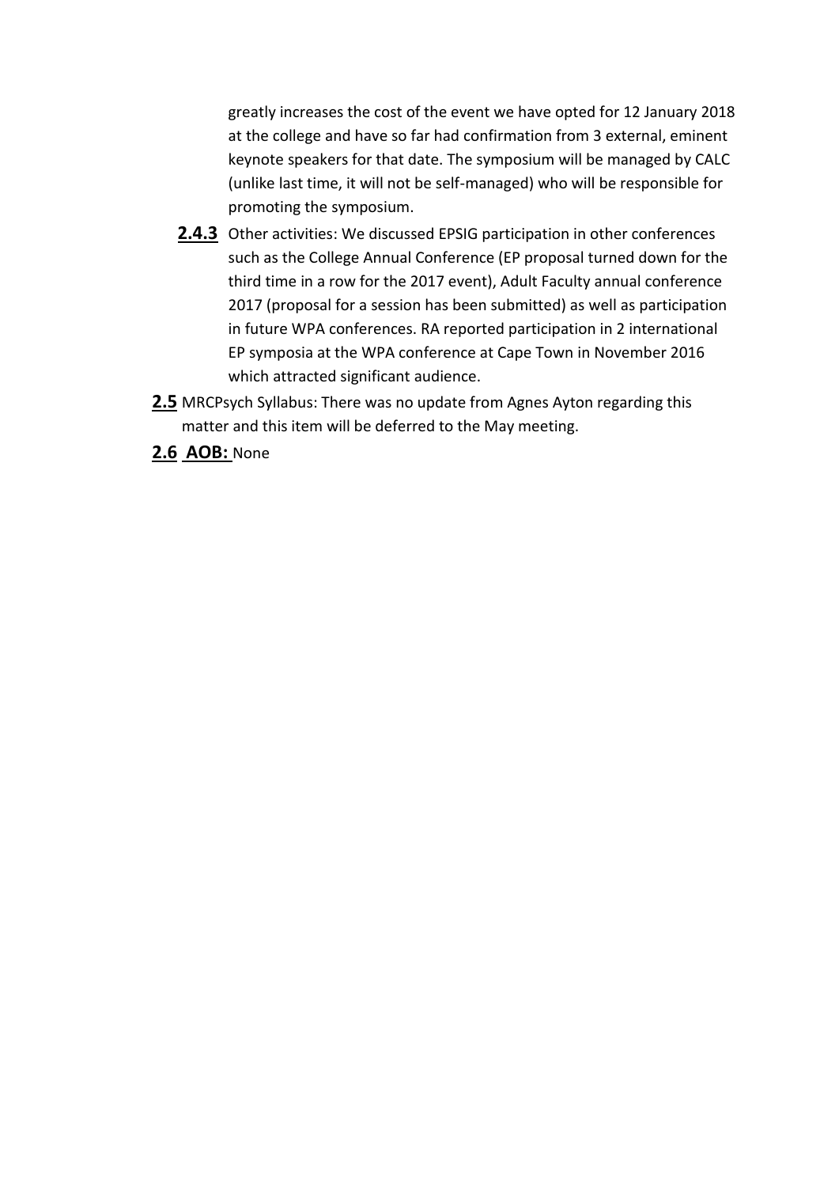greatly increases the cost of the event we have opted for 12 January 2018 at the college and have so far had confirmation from 3 external, eminent keynote speakers for that date. The symposium will be managed by CALC (unlike last time, it will not be self-managed) who will be responsible for promoting the symposium.

**2.4.3** Other activities: We discussed EPSIG participation in other conferences such as the College Annual Conference (EP proposal turned down for the third time in a row for the 2017 event), Adult Faculty annual conference 2017 (proposal for a session has been submitted) as well as participation in future WPA conferences. RA reported participation in 2 international EP symposia at the WPA conference at Cape Town in November 2016 which attracted significant audience.

**2.5** MRCPsych Syllabus: There was no update from Agnes Ayton regarding this matter and this item will be deferred to the May meeting.

**2.6 AOB:** None